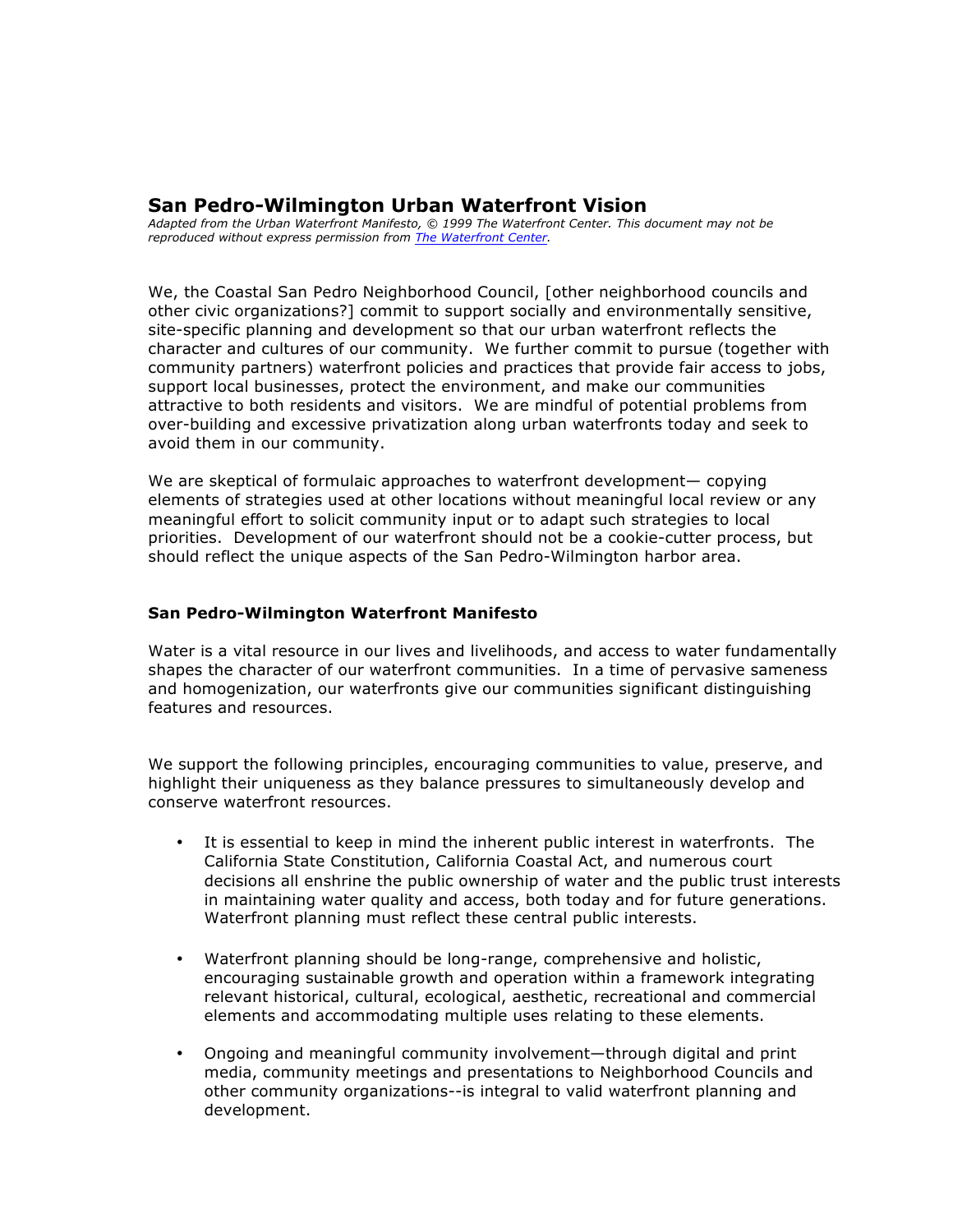# San Pedro-Wilmington Urban Waterfront Vision

*Adapted from the Urban Waterfront Manifesto, © 1999 The Waterfront Center. This document may not be reproduced without express permission from [The Waterfront Center](#).*

We, the Coastal San Pedro Neighborhood Council, [other neighborhood councils and other civic organizations?] commit to support socially and environmentally sensitive, site-specific planning and development so that our urban waterfront reflects the character and cultures of our community. We further commit to pursue (together with community partners) waterfront policies and practices that provide fair access to jobs, support local businesses, protect the environment, and make our communities attractive to both residents and visitors. We are mindful of potential problems from over-building and excessive privatization along urban waterfronts today and seek to avoid them in our community.

We are skeptical of formulaic approaches to waterfront development— copying elements of strategies used at other locations without meaningful local review or any meaningful effort to solicit community input or to adapt such strategies to local priorities. Development of our waterfront should not be a cookie-cutter process, but should reflect the unique aspects of the San Pedro-Wilmington harbor area.

## San Pedro-Wilmington Waterfront Manifesto

Water is a vital resource in our lives and livelihoods, and access to water fundamentally shapes the character of our waterfront communities. In a time of pervasive sameness and homogenization, our waterfronts give our communities significant distinguishing features and resources.

We support the following principles, encouraging communities to value, preserve, and highlight their uniqueness as they balance pressures to simultaneously develop and conserve waterfront resources.

- It is essential to keep in mind the inherent public interest in waterfronts. The California State Constitution, California Coastal Act, and numerous court decisions all enshrine the public ownership of water and the public trust interests in maintaining water quality and access, both today and for future generations. Waterfront planning must reflect these central public interests.

- Waterfront planning should be long-range, comprehensive and holistic, encouraging sustainable growth and operation within a framework integrating relevant historical, cultural, ecological, aesthetic, recreational and commercial elements and accommodating multiple uses relating to these elements.

- Ongoing and meaningful community involvement—through digital and print media, community meetings and presentations to Neighborhood Councils and other community organizations--is integral to valid waterfront planning and development.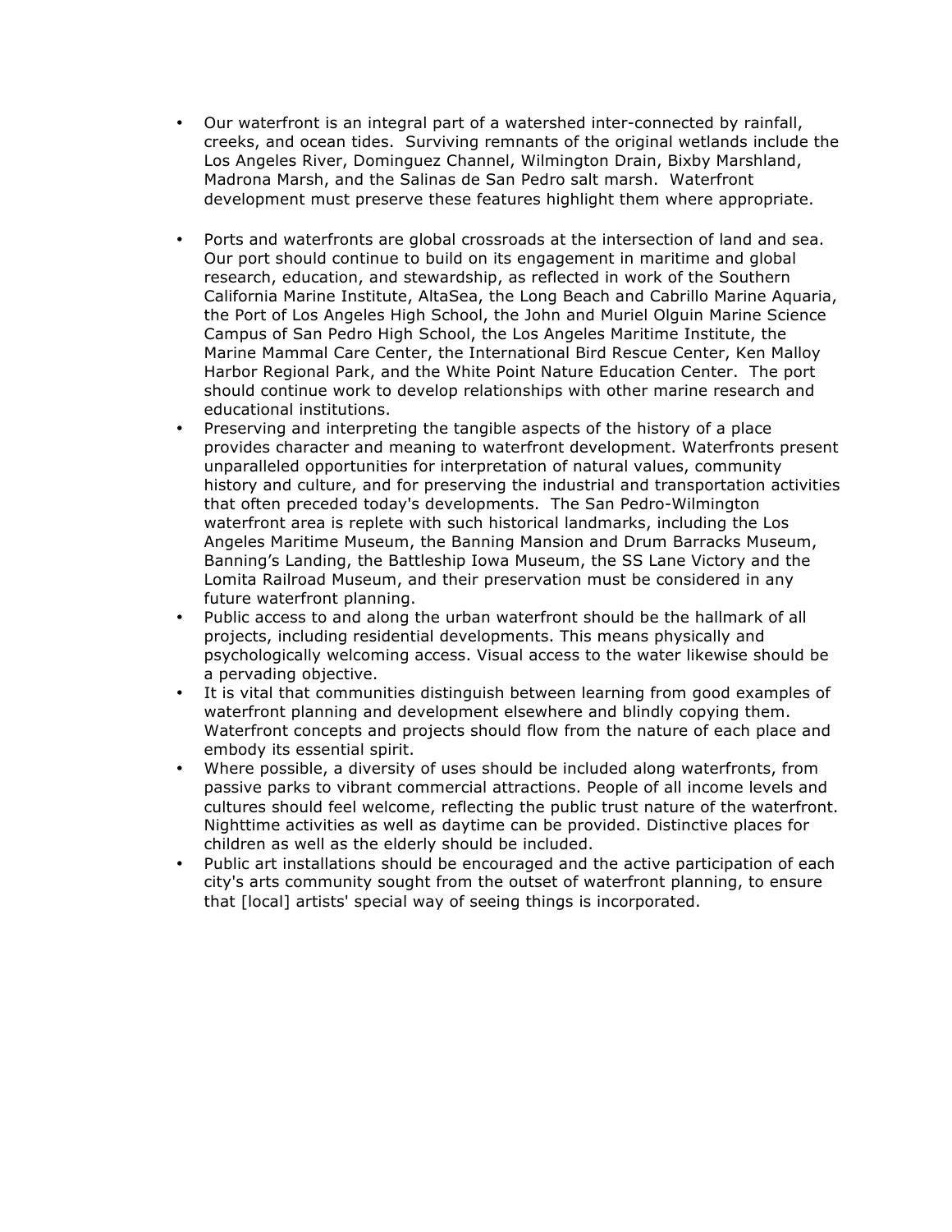- Our waterfront is an integral part of a watershed inter-connected by rainfall, creeks, and ocean tides. Surviving remnants of the original wetlands include the Los Angeles River, Dominguez Channel, Wilmington Drain, Bixby Marshland, Madrona Marsh, and the Salinas de San Pedro salt marsh. Waterfront development must preserve these features highlight them where appropriate.

- Ports and waterfronts are global crossroads at the intersection of land and sea. Our port should continue to build on its engagement in maritime and global research, education, and stewardship, as reflected in work of the Southern California Marine Institute, AltaSea, the Long Beach and Cabrillo Marine Aquaria, the Port of Los Angeles High School, the John and Muriel Olguin Marine Science Campus of San Pedro High School, the Los Angeles Maritime Institute, the Marine Mammal Care Center, the International Bird Rescue Center, Ken Malloy Harbor Regional Park, and the White Point Nature Education Center. The port should continue work to develop relationships with other marine research and educational institutions.
- Preserving and interpreting the tangible aspects of the history of a place provides character and meaning to waterfront development. Waterfronts present unparalleled opportunities for interpretation of natural values, community history and culture, and for preserving the industrial and transportation activities that often preceded today's developments. The San Pedro-Wilmington waterfront area is replete with such historical landmarks, including the Los Angeles Maritime Museum, the Banning Mansion and Drum Barracks Museum, Banning's Landing, the Battleship Iowa Museum, the SS Lane Victory and the Lomita Railroad Museum, and their preservation must be considered in any future waterfront planning.
- Public access to and along the urban waterfront should be the hallmark of all projects, including residential developments. This means physically and psychologically welcoming access. Visual access to the water likewise should be a pervading objective.
- It is vital that communities distinguish between learning from good examples of waterfront planning and development elsewhere and blindly copying them. Waterfront concepts and projects should flow from the nature of each place and embody its essential spirit.
- Where possible, a diversity of uses should be included along waterfronts, from passive parks to vibrant commercial attractions. People of all income levels and cultures should feel welcome, reflecting the public trust nature of the waterfront. Nighttime activities as well as daytime can be provided. Distinctive places for children as well as the elderly should be included.
- Public art installations should be encouraged and the active participation of each city's arts community sought from the outset of waterfront planning, to ensure that [local] artists' special way of seeing things is incorporated.